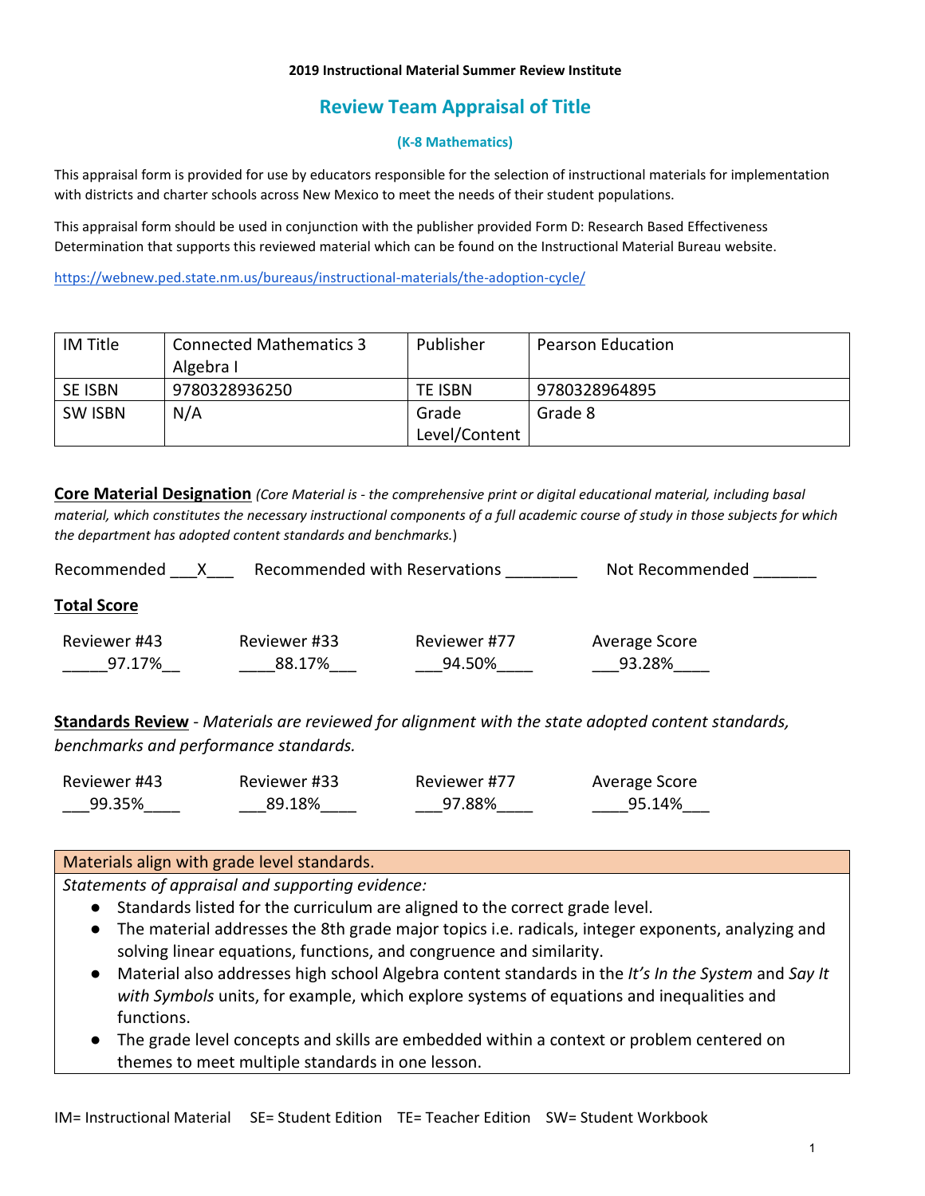**2019 Instructional Material Summer Review Institute**

# Review Team Appraisal of Title

**(K-8 Mathematics)**

This appraisal form is provided for use by educators responsible for the selection of instructional materials for implementation with districts and charter schools across New Mexico to meet the needs of their student populations.

This appraisal form should be used in conjunction with the publisher provided Form D: Research Based Effectiveness Determination that supports this reviewed material which can be found on the Instructional Material Bureau website.

https://webnew.ped.state.nm.us/bureaus/instructional-materials/the-adoption-cycle/

| IM Title | Connected Mathematics 3 Algebra I | Publisher | Pearson Education |
|---|---|---|---|
| SE ISBN | 9780328936250 | TE ISBN | 9780328964895 |
| SW ISBN | N/A | Grade Level/Content | Grade 8 |

**Core Material Designation** *(Core Material is - the comprehensive print or digital educational material, including basal material, which constitutes the necessary instructional components of a full academic course of study in those subjects for which the department has adopted content standards and benchmarks.*)

Recommended \_\_\_X\_\_\_ Recommended with Reservations \_\_\_\_\_\_\_\_ Not Recommended \_\_\_\_\_\_\_

**Total Score**

| Reviewer #43 | Reviewer #33 | Reviewer #77 | Average Score |
|---|---|---|---|
| 97.17% | 88.17% | 94.50% | 93.28% |

**Standards Review** - *Materials are reviewed for alignment with the state adopted content standards, benchmarks and performance standards.*

| Reviewer #43 | Reviewer #33 | Reviewer #77 | Average Score |
|---|---|---|---|
| 99.35% | 89.18% | 97.88% | 95.14% |

| Materials align with grade level standards. |
|---|
| *Statements of appraisal and supporting evidence:*<br>● Standards listed for the curriculum are aligned to the correct grade level.<br>● The material addresses the 8th grade major topics i.e. radicals, integer exponents, analyzing and solving linear equations, functions, and congruence and similarity.<br>● Material also addresses high school Algebra content standards in the *It's In the System* and *Say It with Symbols* units, for example, which explore systems of equations and inequalities and functions.<br>● The grade level concepts and skills are embedded within a context or problem centered on themes to meet multiple standards in one lesson. |

IM= Instructional Material SE= Student Edition TE= Teacher Edition SW= Student Workbook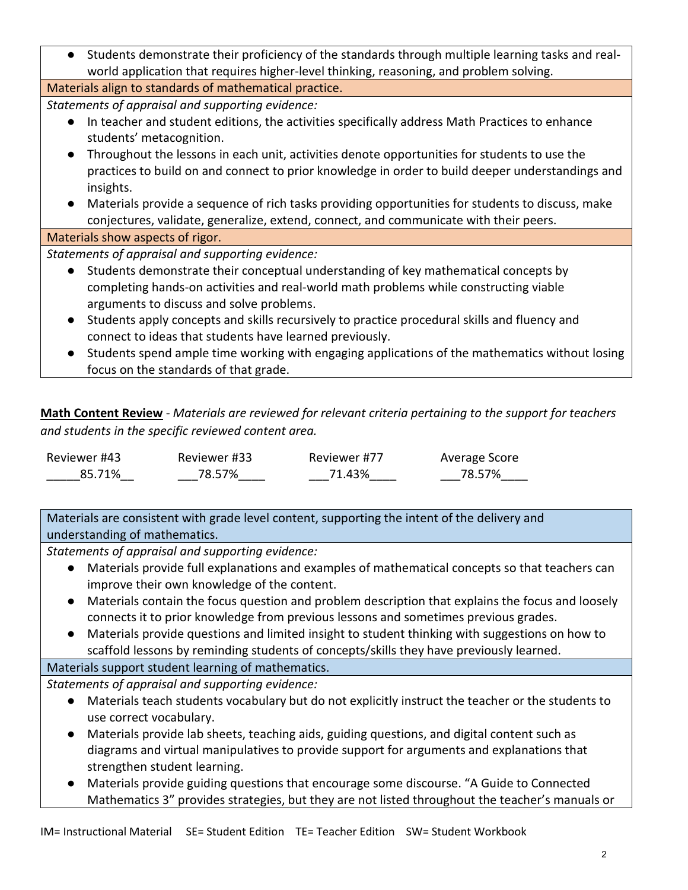- Students demonstrate their proficiency of the standards through multiple learning tasks and real-world application that requires higher-level thinking, reasoning, and problem solving.

**Materials align to standards of mathematical practice.**

*Statements of appraisal and supporting evidence:*

- In teacher and student editions, the activities specifically address Math Practices to enhance students' metacognition.
- Throughout the lessons in each unit, activities denote opportunities for students to use the practices to build on and connect to prior knowledge in order to build deeper understandings and insights.
- Materials provide a sequence of rich tasks providing opportunities for students to discuss, make conjectures, validate, generalize, extend, connect, and communicate with their peers.

**Materials show aspects of rigor.**

*Statements of appraisal and supporting evidence:*

- Students demonstrate their conceptual understanding of key mathematical concepts by completing hands-on activities and real-world math problems while constructing viable arguments to discuss and solve problems.
- Students apply concepts and skills recursively to practice procedural skills and fluency and connect to ideas that students have learned previously.
- Students spend ample time working with engaging applications of the mathematics without losing focus on the standards of that grade.

**Math Content Review** - *Materials are reviewed for relevant criteria pertaining to the support for teachers and students in the specific reviewed content area.*

| Reviewer #43 | Reviewer #33 | Reviewer #77 | Average Score |
|---|---|---|---|
| 85.71% | 78.57% | 71.43% | 78.57% |

**Materials are consistent with grade level content, supporting the intent of the delivery and understanding of mathematics.**

*Statements of appraisal and supporting evidence:*

- Materials provide full explanations and examples of mathematical concepts so that teachers can improve their own knowledge of the content.
- Materials contain the focus question and problem description that explains the focus and loosely connects it to prior knowledge from previous lessons and sometimes previous grades.
- Materials provide questions and limited insight to student thinking with suggestions on how to scaffold lessons by reminding students of concepts/skills they have previously learned.

**Materials support student learning of mathematics.**

*Statements of appraisal and supporting evidence:*

- Materials teach students vocabulary but do not explicitly instruct the teacher or the students to use correct vocabulary.
- Materials provide lab sheets, teaching aids, guiding questions, and digital content such as diagrams and virtual manipulatives to provide support for arguments and explanations that strengthen student learning.
- Materials provide guiding questions that encourage some discourse. "A Guide to Connected Mathematics 3" provides strategies, but they are not listed throughout the teacher's manuals or

IM= Instructional Material SE= Student Edition TE= Teacher Edition SW= Student Workbook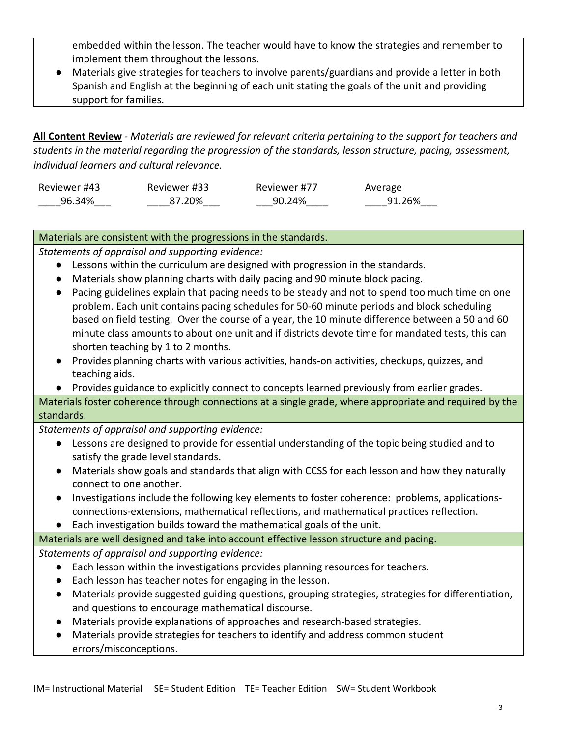embedded within the lesson. The teacher would have to know the strategies and remember to implement them throughout the lessons.

- Materials give strategies for teachers to involve parents/guardians and provide a letter in both Spanish and English at the beginning of each unit stating the goals of the unit and providing support for families.

**All Content Review** - *Materials are reviewed for relevant criteria pertaining to the support for teachers and students in the material regarding the progression of the standards, lesson structure, pacing, assessment, individual learners and cultural relevance.*

| Reviewer #43 | Reviewer #33 | Reviewer #77 | Average |
|---|---|---|---|
| 96.34% | 87.20% | 90.24% | 91.26% |

| Materials are consistent with the progressions in the standards. |
|---|
| *Statements of appraisal and supporting evidence:*<br>● Lessons within the curriculum are designed with progression in the standards.<br>● Materials show planning charts with daily pacing and 90 minute block pacing.<br>● Pacing guidelines explain that pacing needs to be steady and not to spend too much time on one problem. Each unit contains pacing schedules for 50-60 minute periods and block scheduling based on field testing. Over the course of a year, the 10 minute difference between a 50 and 60 minute class amounts to about one unit and if districts devote time for mandated tests, this can shorten teaching by 1 to 2 months.<br>● Provides planning charts with various activities, hands-on activities, checkups, quizzes, and teaching aids.<br>● Provides guidance to explicitly connect to concepts learned previously from earlier grades. |
| Materials foster coherence through connections at a single grade, where appropriate and required by the standards. |
| *Statements of appraisal and supporting evidence:*<br>● Lessons are designed to provide for essential understanding of the topic being studied and to satisfy the grade level standards.<br>● Materials show goals and standards that align with CCSS for each lesson and how they naturally connect to one another.<br>● Investigations include the following key elements to foster coherence: problems, applications-connections-extensions, mathematical reflections, and mathematical practices reflection.<br>● Each investigation builds toward the mathematical goals of the unit. |
| Materials are well designed and take into account effective lesson structure and pacing. |
| *Statements of appraisal and supporting evidence:*<br>● Each lesson within the investigations provides planning resources for teachers.<br>● Each lesson has teacher notes for engaging in the lesson.<br>● Materials provide suggested guiding questions, grouping strategies, strategies for differentiation, and questions to encourage mathematical discourse.<br>● Materials provide explanations of approaches and research-based strategies.<br>● Materials provide strategies for teachers to identify and address common student errors/misconceptions. |

IM= Instructional Material SE= Student Edition TE= Teacher Edition SW= Student Workbook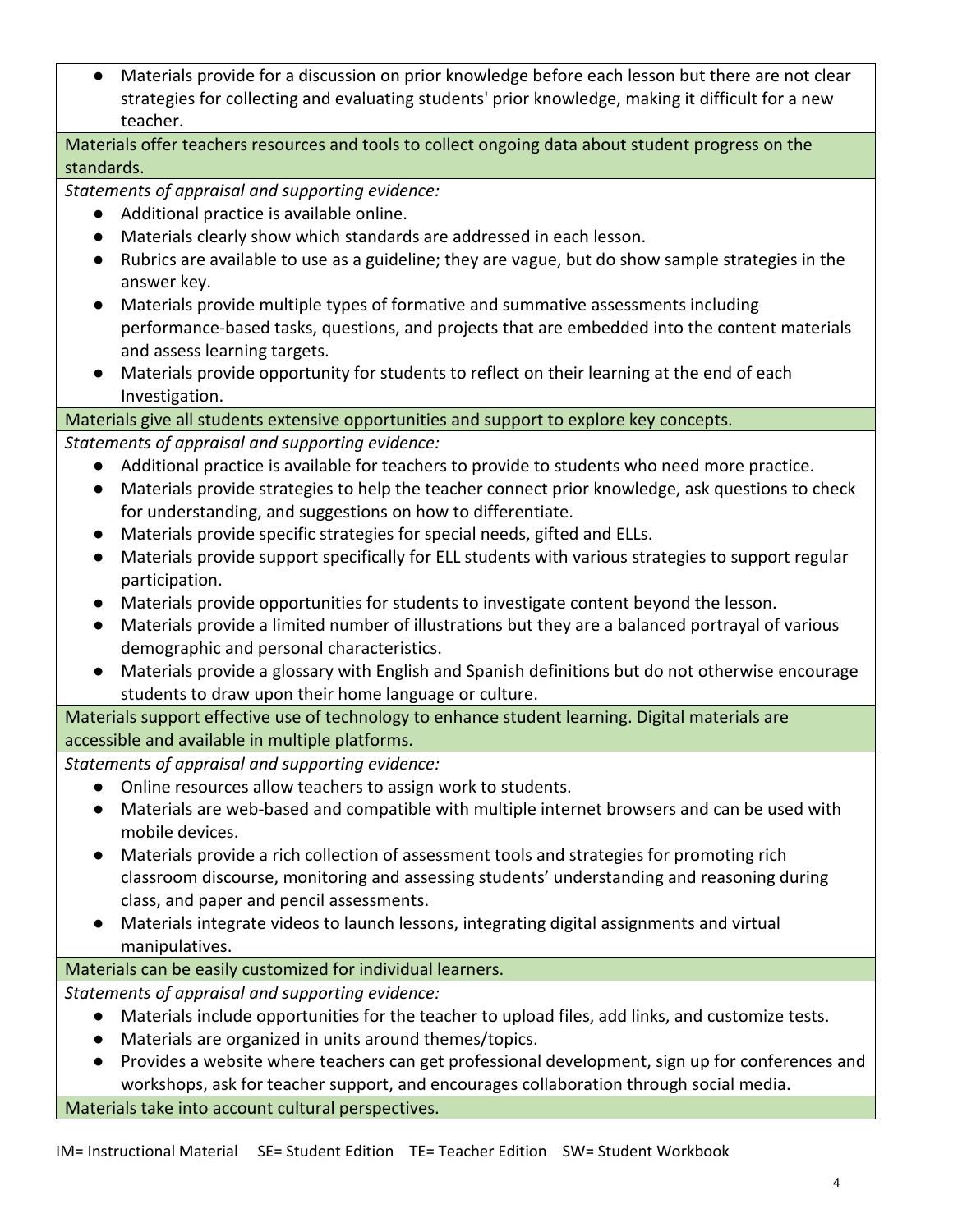- Materials provide for a discussion on prior knowledge before each lesson but there are not clear strategies for collecting and evaluating students' prior knowledge, making it difficult for a new teacher.

**Materials offer teachers resources and tools to collect ongoing data about student progress on the standards.**

*Statements of appraisal and supporting evidence:*

- Additional practice is available online.
- Materials clearly show which standards are addressed in each lesson.
- Rubrics are available to use as a guideline; they are vague, but do show sample strategies in the answer key.
- Materials provide multiple types of formative and summative assessments including performance-based tasks, questions, and projects that are embedded into the content materials and assess learning targets.
- Materials provide opportunity for students to reflect on their learning at the end of each Investigation.

**Materials give all students extensive opportunities and support to explore key concepts.**

*Statements of appraisal and supporting evidence:*

- Additional practice is available for teachers to provide to students who need more practice.
- Materials provide strategies to help the teacher connect prior knowledge, ask questions to check for understanding, and suggestions on how to differentiate.
- Materials provide specific strategies for special needs, gifted and ELLs.
- Materials provide support specifically for ELL students with various strategies to support regular participation.
- Materials provide opportunities for students to investigate content beyond the lesson.
- Materials provide a limited number of illustrations but they are a balanced portrayal of various demographic and personal characteristics.
- Materials provide a glossary with English and Spanish definitions but do not otherwise encourage students to draw upon their home language or culture.

**Materials support effective use of technology to enhance student learning. Digital materials are accessible and available in multiple platforms.**

*Statements of appraisal and supporting evidence:*

- Online resources allow teachers to assign work to students.
- Materials are web-based and compatible with multiple internet browsers and can be used with mobile devices.
- Materials provide a rich collection of assessment tools and strategies for promoting rich classroom discourse, monitoring and assessing students' understanding and reasoning during class, and paper and pencil assessments.
- Materials integrate videos to launch lessons, integrating digital assignments and virtual manipulatives.

**Materials can be easily customized for individual learners.**

*Statements of appraisal and supporting evidence:*

- Materials include opportunities for the teacher to upload files, add links, and customize tests.
- Materials are organized in units around themes/topics.
- Provides a website where teachers can get professional development, sign up for conferences and workshops, ask for teacher support, and encourages collaboration through social media.

**Materials take into account cultural perspectives.**

IM= Instructional Material SE= Student Edition TE= Teacher Edition SW= Student Workbook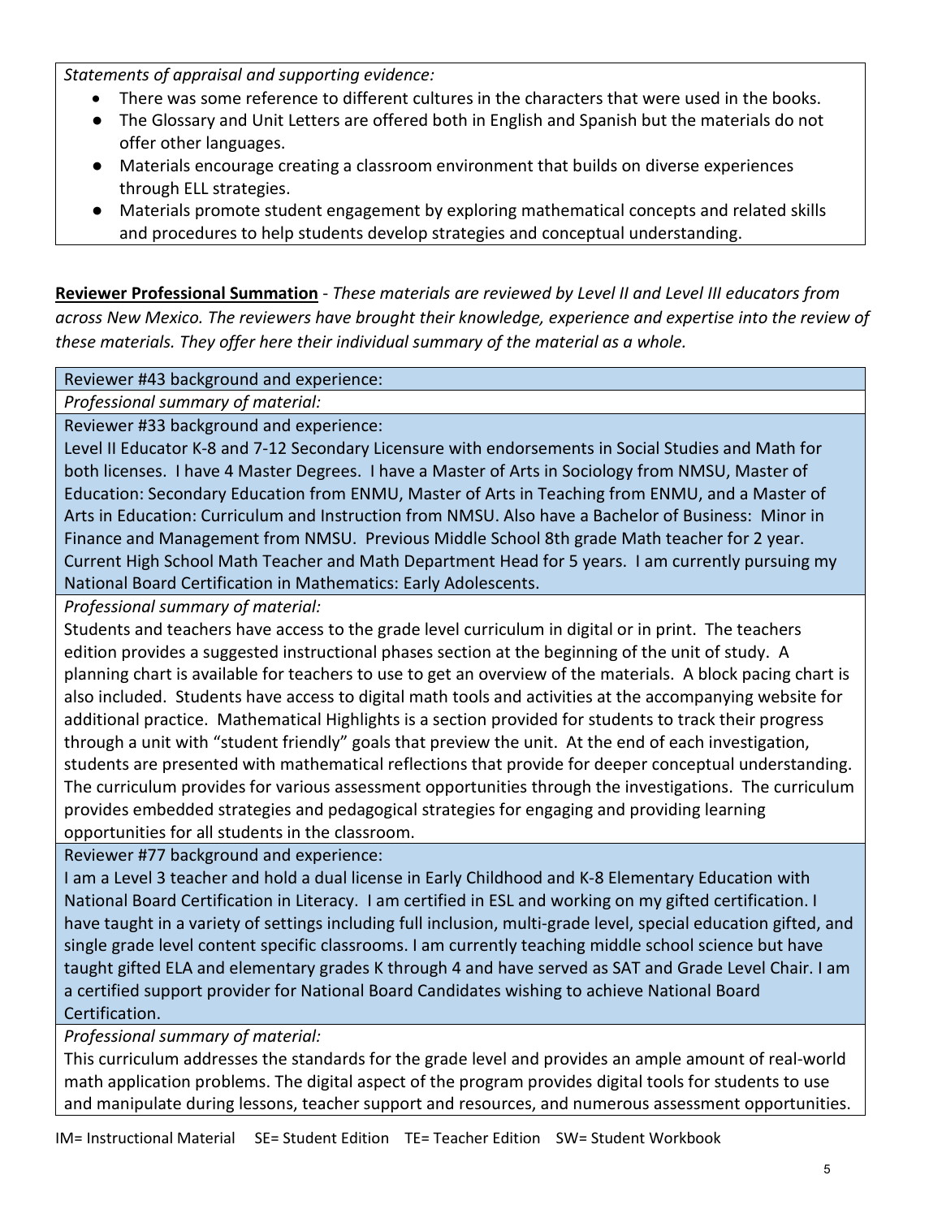*Statements of appraisal and supporting evidence:*

- There was some reference to different cultures in the characters that were used in the books.
- The Glossary and Unit Letters are offered both in English and Spanish but the materials do not offer other languages.
- Materials encourage creating a classroom environment that builds on diverse experiences through ELL strategies.
- Materials promote student engagement by exploring mathematical concepts and related skills and procedures to help students develop strategies and conceptual understanding.

**Reviewer Professional Summation** - *These materials are reviewed by Level II and Level III educators from across New Mexico. The reviewers have brought their knowledge, experience and expertise into the review of these materials. They offer here their individual summary of the material as a whole.*

Reviewer #43 background and experience:

*Professional summary of material:*

Reviewer #33 background and experience:

Level II Educator K-8 and 7-12 Secondary Licensure with endorsements in Social Studies and Math for both licenses. I have 4 Master Degrees. I have a Master of Arts in Sociology from NMSU, Master of Education: Secondary Education from ENMU, Master of Arts in Teaching from ENMU, and a Master of Arts in Education: Curriculum and Instruction from NMSU. Also have a Bachelor of Business: Minor in Finance and Management from NMSU. Previous Middle School 8th grade Math teacher for 2 year. Current High School Math Teacher and Math Department Head for 5 years. I am currently pursuing my National Board Certification in Mathematics: Early Adolescents.

*Professional summary of material:*

Students and teachers have access to the grade level curriculum in digital or in print. The teachers edition provides a suggested instructional phases section at the beginning of the unit of study. A planning chart is available for teachers to use to get an overview of the materials. A block pacing chart is also included. Students have access to digital math tools and activities at the accompanying website for additional practice. Mathematical Highlights is a section provided for students to track their progress through a unit with "student friendly" goals that preview the unit. At the end of each investigation, students are presented with mathematical reflections that provide for deeper conceptual understanding. The curriculum provides for various assessment opportunities through the investigations. The curriculum provides embedded strategies and pedagogical strategies for engaging and providing learning opportunities for all students in the classroom.

Reviewer #77 background and experience:

I am a Level 3 teacher and hold a dual license in Early Childhood and K-8 Elementary Education with National Board Certification in Literacy. I am certified in ESL and working on my gifted certification. I have taught in a variety of settings including full inclusion, multi-grade level, special education gifted, and single grade level content specific classrooms. I am currently teaching middle school science but have taught gifted ELA and elementary grades K through 4 and have served as SAT and Grade Level Chair. I am a certified support provider for National Board Candidates wishing to achieve National Board Certification.

*Professional summary of material:*

This curriculum addresses the standards for the grade level and provides an ample amount of real-world math application problems. The digital aspect of the program provides digital tools for students to use and manipulate during lessons, teacher support and resources, and numerous assessment opportunities.

IM= Instructional Material SE= Student Edition TE= Teacher Edition SW= Student Workbook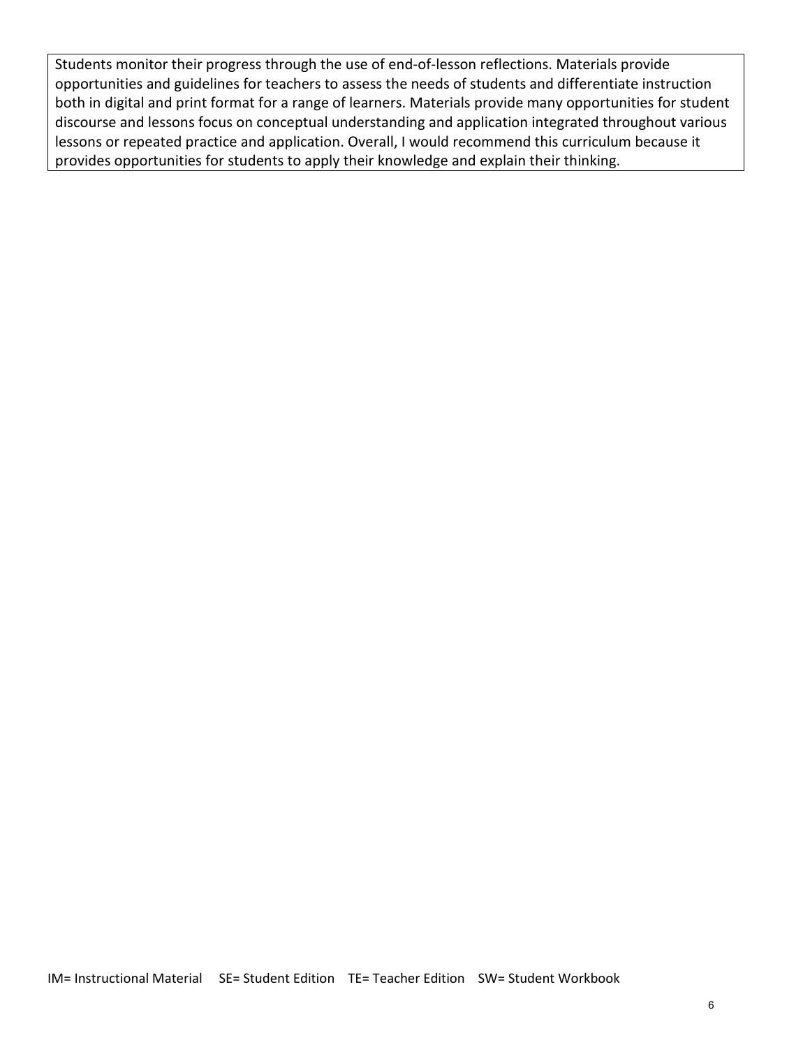Students monitor their progress through the use of end-of-lesson reflections. Materials provide opportunities and guidelines for teachers to assess the needs of students and differentiate instruction both in digital and print format for a range of learners. Materials provide many opportunities for student discourse and lessons focus on conceptual understanding and application integrated throughout various lessons or repeated practice and application. Overall, I would recommend this curriculum because it provides opportunities for students to apply their knowledge and explain their thinking.

IM= Instructional Material SE= Student Edition TE= Teacher Edition SW= Student Workbook